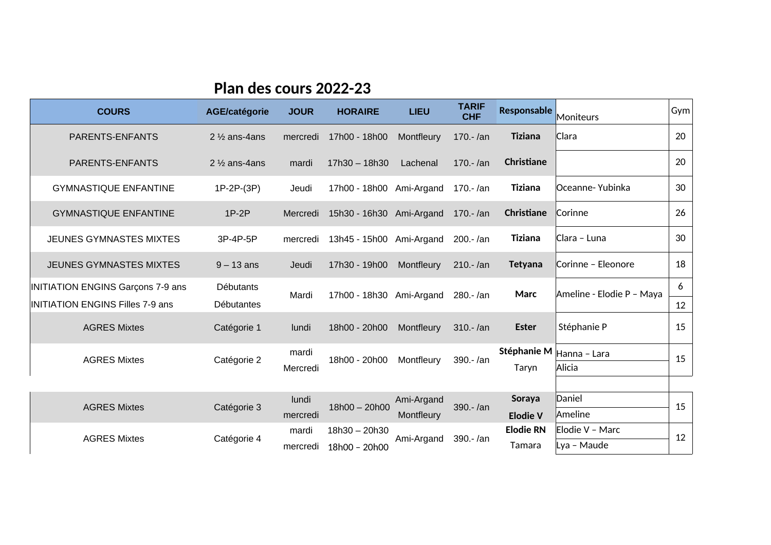# Plan des cours 2022-23

| COURS | AGE/catégorie | JOUR | HORAIRE | LIEU | TARIF CHF | Responsable | Moniteurs | Gym |
|---|---|---|---|---|---|---|---|---|
| PARENTS-ENFANTS | 2 ½ ans-4ans | mercredi | 17h00 - 18h00 | Montfleury | 170.- /an | **Tiziana** | Clara | 20 |
| PARENTS-ENFANTS | 2 ½ ans-4ans | mardi | 17h30 – 18h30 | Lachenal | 170.- /an | **Christiane** | | 20 |
| GYMNASTIQUE ENFANTINE | 1P-2P-(3P) | Jeudi | 17h00 - 18h00 | Ami-Argand | 170.- /an | **Tiziana** | Oceanne- Yubinka | 30 |
| GYMNASTIQUE ENFANTINE | 1P-2P | Mercredi | 15h30 - 16h30 | Ami-Argand | 170.- /an | **Christiane** | Corinne | 26 |
| JEUNES GYMNASTES MIXTES | 3P-4P-5P | mercredi | 13h45 - 15h00 | Ami-Argand | 200.- /an | **Tiziana** | Clara – Luna | 30 |
| JEUNES GYMNASTES MIXTES | 9 – 13 ans | Jeudi | 17h30 - 19h00 | Montfleury | 210.- /an | **Tetyana** | Corinne – Eleonore | 18 |
| INITIATION ENGINS Garçons 7-9 ans | Débutants | Mardi | 17h00 - 18h30 | Ami-Argand | 280.- /an | **Marc** | Ameline - Elodie P – Maya | 6 |
| INITIATION ENGINS Filles 7-9 ans | Débutantes | | | | | | | 12 |
| AGRES Mixtes | Catégorie 1 | lundi | 18h00 - 20h00 | Montfleury | 310.- /an | **Ester** | Stéphanie P | 15 |
| AGRES Mixtes | Catégorie 2 | mardi<br>Mercredi | 18h00 - 20h00 | Montfleury | 390.- /an | **Stéphanie M**<br>Taryn | Hanna – Lara<br>Alicia | 15 |
| AGRES Mixtes | Catégorie 3 | lundi<br>mercredi | 18h00 – 20h00 | Ami-Argand<br>Montfleury | 390.- /an | **Soraya**<br>**Elodie V** | Daniel<br>Ameline | 15 |
| AGRES Mixtes | Catégorie 4 | mardi<br>mercredi | 18h30 – 20h30<br>18h00 – 20h00 | Ami-Argand | 390.- /an | **Elodie RN**<br>Tamara | Elodie V – Marc<br>Lya – Maude | 12 |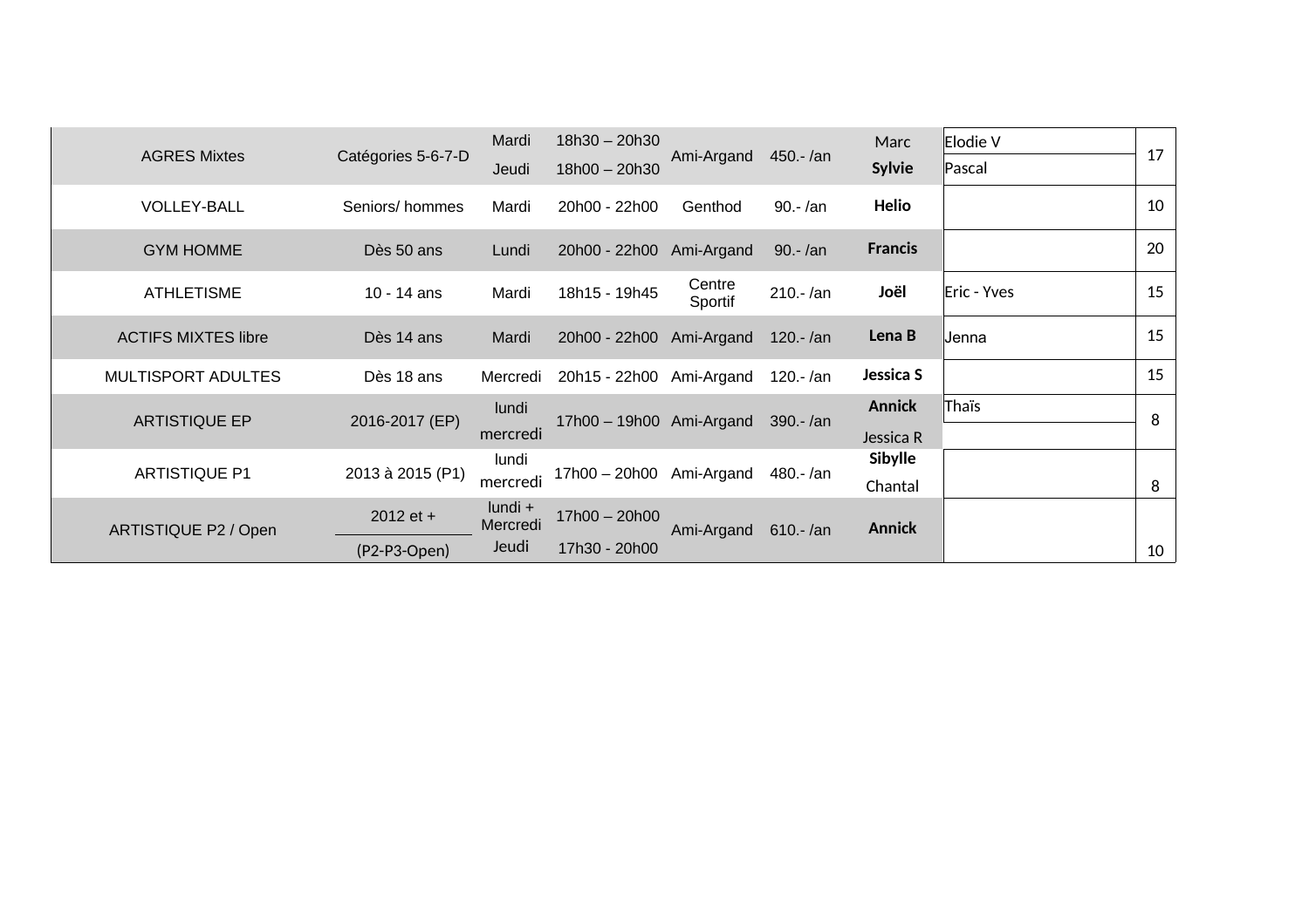| | | | | | | | | |
|---|---|---|---|---|---|---|---|---|
| AGRES Mixtes | Catégories 5-6-7-D | Mardi<br>Jeudi | 18h30 – 20h30<br>18h00 – 20h30 | Ami-Argand | 450.- /an | Marc<br>**Sylvie** | Elodie V<br>Pascal | 17 |
| VOLLEY-BALL | Seniors/ hommes | Mardi | 20h00 - 22h00 | Genthod | 90.- /an | **Helio** | | 10 |
| GYM HOMME | Dès 50 ans | Lundi | 20h00 - 22h00 | Ami-Argand | 90.- /an | **Francis** | | 20 |
| ATHLETISME | 10 - 14 ans | Mardi | 18h15 - 19h45 | Centre Sportif | 210.- /an | **Joël** | Eric - Yves | 15 |
| ACTIFS MIXTES libre | Dès 14 ans | Mardi | 20h00 - 22h00 | Ami-Argand | 120.- /an | **Lena B** | Jenna | 15 |
| MULTISPORT ADULTES | Dès 18 ans | Mercredi | 20h15 - 22h00 | Ami-Argand | 120.- /an | **Jessica S** | | 15 |
| ARTISTIQUE EP | 2016-2017 (EP) | lundi<br>mercredi | 17h00 – 19h00 | Ami-Argand | 390.- /an | **Annick**<br>Jessica R | Thaïs | 8 |
| ARTISTIQUE P1 | 2013 à 2015 (P1) | lundi<br>mercredi | 17h00 – 20h00 | Ami-Argand | 480.- /an | **Sibylle**<br>Chantal | | 8 |
| ARTISTIQUE P2 / Open | 2012 et +<br>(P2-P3-Open) | lundi + Mercredi<br>Jeudi | 17h00 – 20h00<br>17h30 - 20h00 | Ami-Argand | 610.- /an | **Annick** | | 10 |